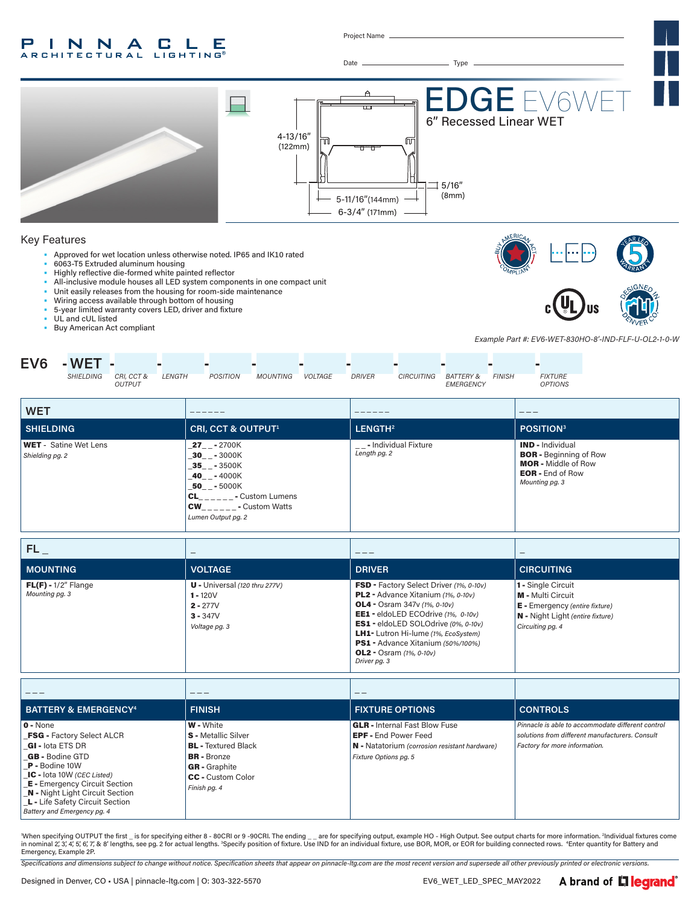# PINNACLE ARCHITECTURAL LIGHTING®

Project Name ______________________

Date ______________ Type ______________

# EDGE EV6WET

## 6″ Recessed Linear WET

4-13/16″ (122mm)

5-11/16″(144mm)

6-3/4″ (171mm)

5/16″ (8mm)

## Key Features

- Approved for wet location unless otherwise noted. IP65 and IK10 rated
- 6063-T5 Extruded aluminum housing
- Highly reflective die-formed white painted reflector
- All-inclusive module houses all LED system components in one compact unit
- Unit easily releases from the housing for room-side maintenance
- Wiring access available through bottom of housing
- 5-year limited warranty covers LED, driver and fixture
- UL and cUL listed
- Buy American Act compliant

*Example Part #: EV6-WET-830HO-8'-IND-FLF-U-OL2-1-0-W*

**EV6 - WET** - ___ - ___ - ___ - ___ - ___ - ___ - ___ - ___ - ___ - ___

*SHIELDING, CRI, CCT & OUTPUT, LENGTH, POSITION, MOUNTING, VOLTAGE, DRIVER, CIRCUITING, BATTERY & EMERGENCY, FINISH, FIXTURE OPTIONS*

| WET | _ _ _ _ _ _ | _ _ _ _ _ _ | _ _ _ |
|---|---|---|---|
| **SHIELDING** | **CRI, CCT & OUTPUT[1]** | **LENGTH[2]** | **POSITION[3]** |
| **WET** - Satine Wet Lens<br>*Shielding pg. 2* | **_27_ _** - 2700K<br>**_30_ _** - 3000K<br>**_35_ _** - 3500K<br>**_40_ _** - 4000K<br>**_50_ _** - 5000K<br>**CL_ _ _ _ _ _** - Custom Lumens<br>**CW_ _ _ _ _ _** - Custom Watts<br>*Lumen Output pg. 2* | _ _ - Individual Fixture<br>*Length pg. 2* | **IND** - Individual<br>**BOR** - Beginning of Row<br>**MOR** - Middle of Row<br>**EOR** - End of Row<br>*Mounting pg. 3* |

| FL _ | _ | _ _ _ | _ |
|---|---|---|---|
| **MOUNTING** | **VOLTAGE** | **DRIVER** | **CIRCUITING** |
| **FL(F)** - 1/2″ Flange<br>*Mounting pg. 3* | **U** - Universal *(120 thru 277V)*<br>**1** - 120V<br>**2** - 277V<br>**3** - 347V<br>*Voltage pg. 3* | **FSD** - Factory Select Driver *(1%, 0-10v)*<br>**PL2** - Advance Xitanium *(1%, 0-10v)*<br>**OL4** - Osram 347v *(1%, 0-10v)*<br>**EE1** - eldoLED ECOdrive *(1%, 0-10v)*<br>**ES1** - eldoLED SOLOdrive *(0%, 0-10v)*<br>**LH1**- Lutron Hi-lume *(1%, EcoSystem)*<br>**PS1** - Advance Xitanium *(50%/100%)*<br>**OL2** - Osram *(1%, 0-10v)*<br>*Driver pg. 3* | **1** - Single Circuit<br>**M** - Multi Circuit<br>**E** - Emergency *(entire fixture)*<br>**N** - Night Light *(entire fixture)*<br>*Circuiting pg. 4* |

| _ _ _ | _ _ _ | _ _ | |
|---|---|---|---|
| **BATTERY & EMERGENCY[4]** | **FINISH** | **FIXTURE OPTIONS** | **CONTROLS** |
| **0** - None<br>**_FSG** - Factory Select ALCR<br>**_GI** - Iota ETS DR<br>**_GB** - Bodine GTD<br>**_P** - Bodine 10W<br>**_IC** - Iota 10W *(CEC Listed)*<br>**_E** - Emergency Circuit Section<br>**_N** - Night Light Circuit Section<br>**_L** - Life Safety Circuit Section<br>*Battery and Emergency pg. 4* | **W** - White<br>**S** - Metallic Silver<br>**BL** - Textured Black<br>**BR** - Bronze<br>**GR** - Graphite<br>**CC** - Custom Color<br>*Finish pg. 4* | **GLR** - Internal Fast Blow Fuse<br>**EPF** - End Power Feed<br>**N** - Natatorium *(corrosion resistant hardware)*<br>*Fixture Options pg. 5* | *Pinnacle is able to accommodate different control solutions from different manufacturers. Consult Factory for more information.* |

[1]When specifying OUTPUT the first _ is for specifying either 8 - 80CRI or 9 -90CRI. The ending _ _ are for specifying output, example HO - High Output. See output charts for more information. [2]Individual fixtures come in nominal 2', 3', 4', 5', 6', 7', & 8' lengths, see pg. 2 for actual lengths. [3]Specify position of fixture. Use IND for an individual fixture, use BOR, MOR, or EOR for building connected rows. [4]Enter quantity for Battery and Emergency, Example 2P.

*Specifications and dimensions subject to change without notice. Specification sheets that appear on pinnacle-ltg.com are the most recent version and supersede all other previously printed or electronic versions.*

Designed in Denver, CO • USA | pinnacle-ltg.com | O: 303-322-5570 EV6_WET_LED_SPEC_MAY2022 A brand of legrand®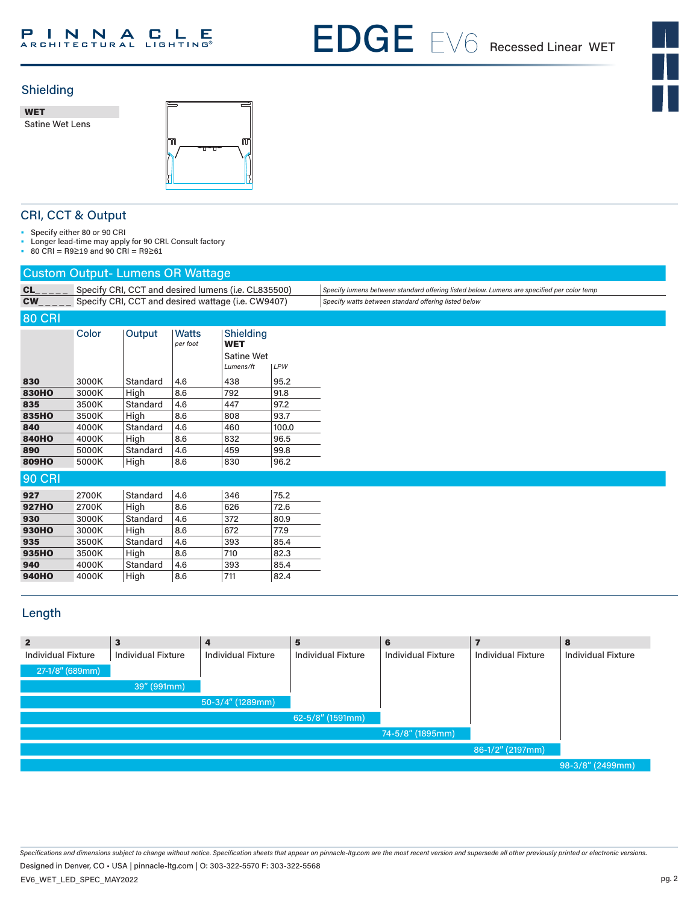## Shielding

| WET |
|---|
| Satine Wet Lens |

## CRI, CCT & Output

- Specify either 80 or 90 CRI
- Longer lead-time may apply for 90 CRI. Consult factory
- 80 CRI = R9≥19 and 90 CRI = R9≥61

### Custom Output- Lumens OR Wattage

| | | |
|---|---|---|
| **CL_ _ _ _ _** | Specify CRI, CCT and desired lumens (i.e. CL835500) | *Specify lumens between standard offering listed below. Lumens are specified per color temp* |
| **CW_ _ _ _ _** | Specify CRI, CCT and desired wattage (i.e. CW9407) | *Specify watts between standard offering listed below* |

### 80 CRI

| | Color | Output | Watts *per foot* | Shielding **WET** Satine Wet *Lumens/ft* | *LPW* |
|---|---|---|---|---|---|
| **830** | 3000K | Standard | 4.6 | 438 | 95.2 |
| **830HO** | 3000K | High | 8.6 | 792 | 91.8 |
| **835** | 3500K | Standard | 4.6 | 447 | 97.2 |
| **835HO** | 3500K | High | 8.6 | 808 | 93.7 |
| **840** | 4000K | Standard | 4.6 | 460 | 100.0 |
| **840HO** | 4000K | High | 8.6 | 832 | 96.5 |
| **890** | 5000K | Standard | 4.6 | 459 | 99.8 |
| **809HO** | 5000K | High | 8.6 | 830 | 96.2 |

### 90 CRI

| | Color | Output | Watts *per foot* | Shielding **WET** Satine Wet *Lumens/ft* | *LPW* |
|---|---|---|---|---|---|
| **927** | 2700K | Standard | 4.6 | 346 | 75.2 |
| **927HO** | 2700K | High | 8.6 | 626 | 72.6 |
| **930** | 3000K | Standard | 4.6 | 372 | 80.9 |
| **930HO** | 3000K | High | 8.6 | 672 | 77.9 |
| **935** | 3500K | Standard | 4.6 | 393 | 85.4 |
| **935HO** | 3500K | High | 8.6 | 710 | 82.3 |
| **940** | 4000K | Standard | 4.6 | 393 | 85.4 |
| **940HO** | 4000K | High | 8.6 | 711 | 82.4 |

## Length

| 2 | 3 | 4 | 5 | 6 | 7 | 8 |
|---|---|---|---|---|---|---|
| Individual Fixture | Individual Fixture | Individual Fixture | Individual Fixture | Individual Fixture | Individual Fixture | Individual Fixture |
| 27-1/8" (689mm) | 39" (991mm) | 50-3/4" (1289mm) | 62-5/8" (1591mm) | 74-5/8" (1895mm) | 86-1/2" (2197mm) | 98-3/8" (2499mm) |

*Specifications and dimensions subject to change without notice. Specification sheets that appear on pinnacle-ltg.com are the most recent version and supersede all other previously printed or electronic versions.*

Designed in Denver, CO • USA | pinnacle-ltg.com | O: 303-322-5570 F: 303-322-5568

EV6_WET_LED_SPEC_MAY2022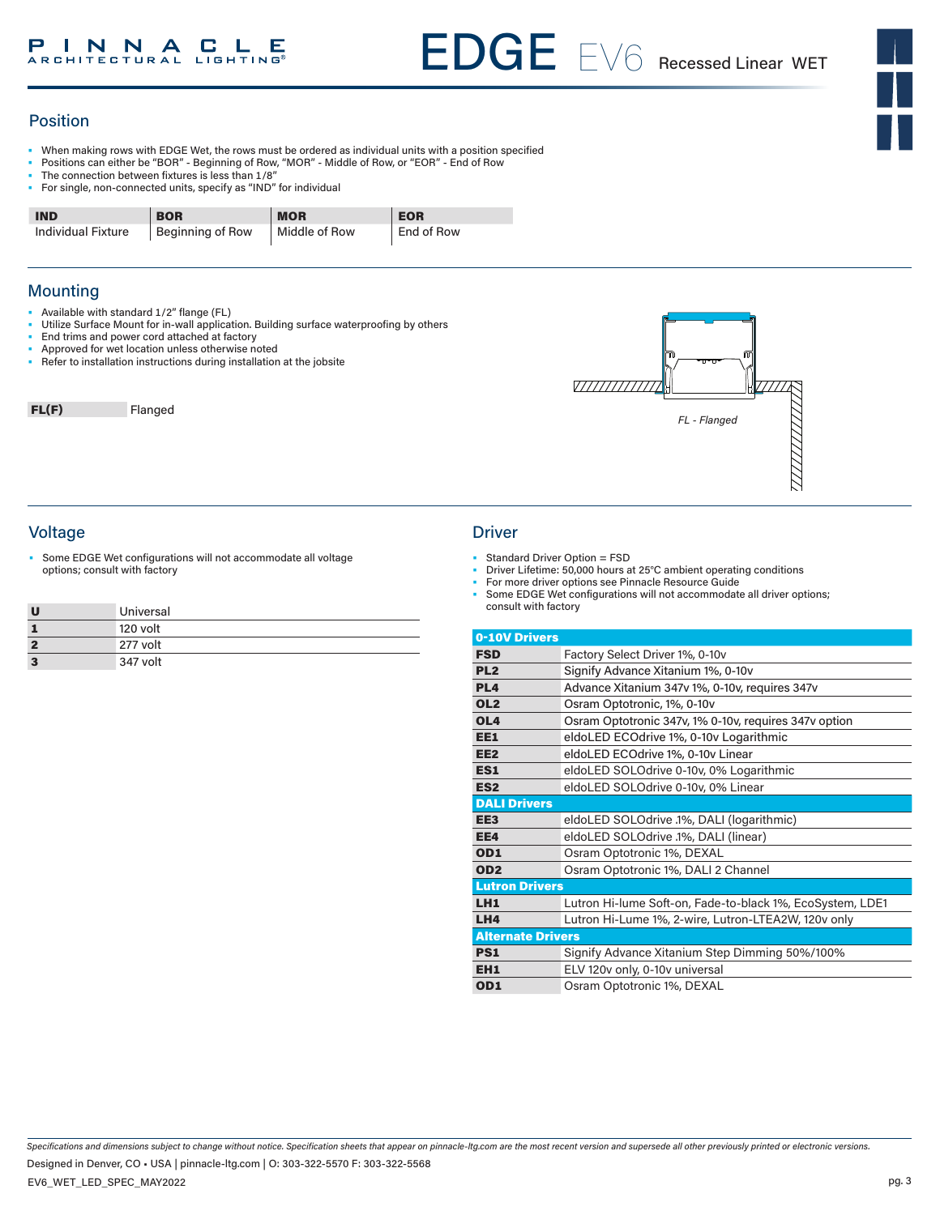## Position

- When making rows with EDGE Wet, the rows must be ordered as individual units with a position specified
- Positions can either be "BOR" - Beginning of Row, "MOR" - Middle of Row, or "EOR" - End of Row
- The connection between fixtures is less than 1/8"
- For single, non-connected units, specify as "IND" for individual

| IND | BOR | MOR | EOR |
|---|---|---|---|
| Individual Fixture | Beginning of Row | Middle of Row | End of Row |

## Mounting

- Available with standard 1/2" flange (FL)
- Utilize Surface Mount for in-wall application. Building surface waterproofing by others
- End trims and power cord attached at factory
- Approved for wet location unless otherwise noted
- Refer to installation instructions during installation at the jobsite

| FL(F) | Flanged |
|---|---|

*FL - Flanged*

## Voltage

- Some EDGE Wet configurations will not accommodate all voltage options; consult with factory

| U | Universal |
|---|---|
| 1 | 120 volt |
| 2 | 277 volt |
| 3 | 347 volt |

## Driver

- Standard Driver Option = FSD
- Driver Lifetime: 50,000 hours at 25°C ambient operating conditions
- For more driver options see Pinnacle Resource Guide
- Some EDGE Wet configurations will not accommodate all driver options; consult with factory

| 0-10V Drivers | |
|---|---|
| FSD | Factory Select Driver 1%, 0-10v |
| PL2 | Signify Advance Xitanium 1%, 0-10v |
| PL4 | Advance Xitanium 347v 1%, 0-10v, requires 347v |
| OL2 | Osram Optotronic, 1%, 0-10v |
| OL4 | Osram Optotronic 347v, 1% 0-10v, requires 347v option |
| EE1 | eldoLED ECOdrive 1%, 0-10v Logarithmic |
| EE2 | eldoLED ECOdrive 1%, 0-10v Linear |
| ES1 | eldoLED SOLOdrive 0-10v, 0% Logarithmic |
| ES2 | eldoLED SOLOdrive 0-10v, 0% Linear |
| **DALI Drivers** | |
| EE3 | eldoLED SOLOdrive .1%, DALI (logarithmic) |
| EE4 | eldoLED SOLOdrive .1%, DALI (linear) |
| OD1 | Osram Optotronic 1%, DEXAL |
| OD2 | Osram Optotronic 1%, DALI 2 Channel |
| **Lutron Drivers** | |
| LH1 | Lutron Hi-lume Soft-on, Fade-to-black 1%, EcoSystem, LDE1 |
| LH4 | Lutron Hi-Lume 1%, 2-wire, Lutron-LTEA2W, 120v only |
| **Alternate Drivers** | |
| PS1 | Signify Advance Xitanium Step Dimming 50%/100% |
| EH1 | ELV 120v only, 0-10v universal |
| OD1 | Osram Optotronic 1%, DEXAL |

*Specifications and dimensions subject to change without notice. Specification sheets that appear on pinnacle-ltg.com are the most recent version and supersede all other previously printed or electronic versions.*

Designed in Denver, CO • USA | pinnacle-ltg.com | O: 303-322-5570 F: 303-322-5568

EV6_WET_LED_SPEC_MAY2022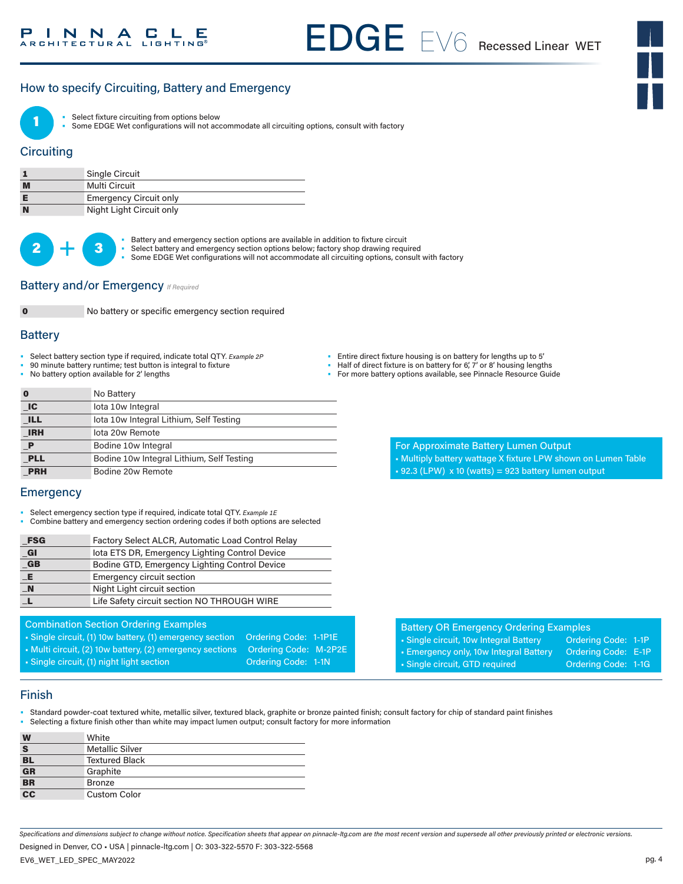## How to specify Circuiting, Battery and Emergency

**1**

- Select fixture circuiting from options below
- Some EDGE Wet configurations will not accommodate all circuiting options, consult with factory

### Circuiting

| | |
|---|---|
| **1** | Single Circuit |
| **M** | Multi Circuit |
| **E** | Emergency Circuit only |
| **N** | Night Light Circuit only |

**2 + 3**

- Battery and emergency section options are available in addition to fixture circuit
- Select battery and emergency section options below; factory shop drawing required
- Some EDGE Wet configurations will not accommodate all circuiting options, consult with factory

### Battery and/or Emergency *If Required*

| | |
|---|---|
| **0** | No battery or specific emergency section required |

### Battery

- Select battery section type if required, indicate total QTY. *Example 2P*
- 90 minute battery runtime; test button is integral to fixture
- No battery option available for 2' lengths
- Entire direct fixture housing is on battery for lengths up to 5'
- Half of direct fixture is on battery for 6', 7' or 8' housing lengths
- For more battery options available, see Pinnacle Resource Guide

| | |
|---|---|
| **0** | No Battery |
| **_IC** | Iota 10w Integral |
| **_ILL** | Iota 10w Integral Lithium, Self Testing |
| **_IRH** | Iota 20w Remote |
| **_P** | Bodine 10w Integral |
| **_PLL** | Bodine 10w Integral Lithium, Self Testing |
| **_PRH** | Bodine 20w Remote |

**For Approximate Battery Lumen Output**

- Multiply battery wattage X fixture LPW shown on Lumen Table
- 92.3 (LPW) x 10 (watts) = 923 battery lumen output

### Emergency

- Select emergency section type if required, indicate total QTY. *Example 1E*
- Combine battery and emergency section ordering codes if both options are selected

| | |
|---|---|
| **_FSG** | Factory Select ALCR, Automatic Load Control Relay |
| **_GI** | Iota ETS DR, Emergency Lighting Control Device |
| **_GB** | Bodine GTD, Emergency Lighting Control Device |
| **_E** | Emergency circuit section |
| **_N** | Night Light circuit section |
| **_L** | Life Safety circuit section NO THROUGH WIRE |

**Combination Section Ordering Examples**

- Single circuit, (1) 10w battery, (1) emergency section — Ordering Code: 1-1P1E
- Multi circuit, (2) 10w battery, (2) emergency sections — Ordering Code: M-2P2E
- Single circuit, (1) night light section — Ordering Code: 1-1N

**Battery OR Emergency Ordering Examples**

- Single circuit, 10w Integral Battery — Ordering Code: 1-1P
- Emergency only, 10w Integral Battery — Ordering Code: E-1P
- Single circuit, GTD required — Ordering Code: 1-1G

## Finish

- Standard powder-coat textured white, metallic silver, textured black, graphite or bronze painted finish; consult factory for chip of standard paint finishes
- Selecting a fixture finish other than white may impact lumen output; consult factory for more information

| | |
|---|---|
| **W** | White |
| **S** | Metallic Silver |
| **BL** | Textured Black |
| **GR** | Graphite |
| **BR** | Bronze |
| **CC** | Custom Color |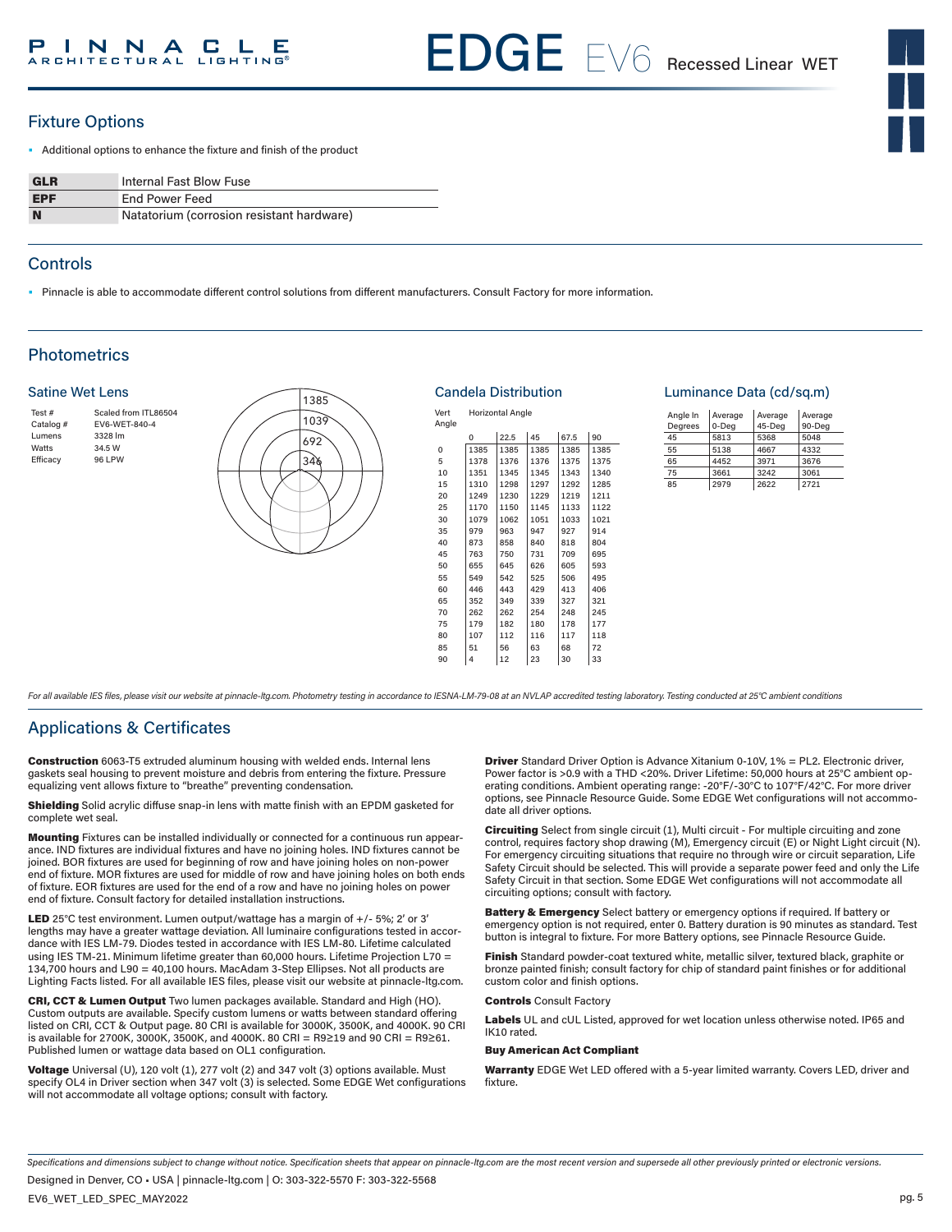## Fixture Options

- Additional options to enhance the fixture and finish of the product

| | |
|---|---|
| **GLR** | Internal Fast Blow Fuse |
| **EPF** | End Power Feed |
| **N** | Natatorium (corrosion resistant hardware) |

## Controls

- Pinnacle is able to accommodate different control solutions from different manufacturers. Consult Factory for more information.

## Photometrics

### Satine Wet Lens

| | |
|---|---|
| Test # | Scaled from ITL86504 |
| Catalog # | EV6-WET-840-4 |
| Lumens | 3328 lm |
| Watts | 34.5 W |
| Efficacy | 96 LPW |

1385
1039
692
346

### Candela Distribution

| Vert Angle | Horizontal Angle 0 | 22.5 | 45 | 67.5 | 90 |
|---|---|---|---|---|---|
| 0 | 1385 | 1385 | 1385 | 1385 | 1385 |
| 5 | 1378 | 1376 | 1376 | 1375 | 1375 |
| 10 | 1351 | 1345 | 1345 | 1343 | 1340 |
| 15 | 1310 | 1298 | 1297 | 1292 | 1285 |
| 20 | 1249 | 1230 | 1229 | 1219 | 1211 |
| 25 | 1170 | 1150 | 1145 | 1133 | 1122 |
| 30 | 1079 | 1062 | 1051 | 1033 | 1021 |
| 35 | 979 | 963 | 947 | 927 | 914 |
| 40 | 873 | 858 | 840 | 818 | 804 |
| 45 | 763 | 750 | 731 | 709 | 695 |
| 50 | 655 | 645 | 626 | 605 | 593 |
| 55 | 549 | 542 | 525 | 506 | 495 |
| 60 | 446 | 443 | 429 | 413 | 406 |
| 65 | 352 | 349 | 339 | 327 | 321 |
| 70 | 262 | 262 | 254 | 248 | 245 |
| 75 | 179 | 182 | 180 | 178 | 177 |
| 80 | 107 | 112 | 116 | 117 | 118 |
| 85 | 51 | 56 | 63 | 68 | 72 |
| 90 | 4 | 12 | 23 | 30 | 33 |

### Luminance Data (cd/sq.m)

| Angle In Degrees | Average 0-Deg | Average 45-Deg | Average 90-Deg |
|---|---|---|---|
| 45 | 5813 | 5368 | 5048 |
| 55 | 5138 | 4667 | 4332 |
| 65 | 4452 | 3971 | 3676 |
| 75 | 3661 | 3242 | 3061 |
| 85 | 2979 | 2622 | 2721 |

*For all available IES files, please visit our website at pinnacle-ltg.com. Photometry testing in accordance to IESNA-LM-79-08 at an NVLAP accredited testing laboratory. Testing conducted at 25°C ambient conditions*

## Applications & Certificates

**Construction** 6063-T5 extruded aluminum housing with welded ends. Internal lens gaskets seal housing to prevent moisture and debris from entering the fixture. Pressure equalizing vent allows fixture to "breathe" preventing condensation.

**Shielding** Solid acrylic diffuse snap-in lens with matte finish with an EPDM gasketed for complete wet seal.

**Mounting** Fixtures can be installed individually or connected for a continuous run appearance. IND fixtures are individual fixtures and have no joining holes. IND fixtures cannot be joined. BOR fixtures are used for beginning of row and have joining holes on non-power end of fixture. MOR fixtures are used for middle of row and have joining holes on both ends of fixture. EOR fixtures are used for the end of a row and have no joining holes on power end of fixture. Consult factory for detailed installation instructions.

**LED** 25°C test environment. Lumen output/wattage has a margin of +/- 5%; 2' or 3' lengths may have a greater wattage deviation. All luminaire configurations tested in accordance with IES LM-79. Diodes tested in accordance with IES LM-80. Lifetime calculated using IES TM-21. Minimum lifetime greater than 60,000 hours. Lifetime Projection L70 = 134,700 hours and L90 = 40,100 hours. MacAdam 3-Step Ellipses. Not all products are Lighting Facts listed. For all available IES files, please visit our website at pinnacle-ltg.com.

**CRI, CCT & Lumen Output** Two lumen packages available. Standard and High (HO). Custom outputs are available. Specify custom lumens or watts between standard offering listed on CRI, CCT & Output page. 80 CRI is available for 3000K, 3500K, and 4000K. 90 CRI is available for 2700K, 3000K, 3500K, and 4000K. 80 CRI = R9≥19 and 90 CRI = R9≥61. Published lumen or wattage data based on OL1 configuration.

**Voltage** Universal (U), 120 volt (1), 277 volt (2) and 347 volt (3) options available. Must specify OL4 in Driver section when 347 volt (3) is selected. Some EDGE Wet configurations will not accommodate all voltage options; consult with factory.

**Driver** Standard Driver Option is Advance Xitanium 0-10V, 1% = PL2. Electronic driver, Power factor is >0.9 with a THD <20%. Driver Lifetime: 50,000 hours at 25°C ambient operating conditions. Ambient operating range: -20°F/-30°C to 107°F/42°C. For more driver options, see Pinnacle Resource Guide. Some EDGE Wet configurations will not accommodate all driver options.

**Circuiting** Select from single circuit (1), Multi circuit - For multiple circuiting and zone control, requires factory shop drawing (M), Emergency circuit (E) or Night Light circuit (N). For emergency circuiting situations that require no through wire or circuit separation, Life Safety Circuit should be selected. This will provide a separate power feed and only the Life Safety Circuit in that section. Some EDGE Wet configurations will not accommodate all circuiting options; consult with factory.

**Battery & Emergency** Select battery or emergency options if required. If battery or emergency option is not required, enter 0. Battery duration is 90 minutes as standard. Test button is integral to fixture. For more Battery options, see Pinnacle Resource Guide.

**Finish** Standard powder-coat textured white, metallic silver, textured black, graphite or bronze painted finish; consult factory for chip of standard paint finishes or for additional custom color and finish options.

**Controls** Consult Factory

**Labels** UL and cUL Listed, approved for wet location unless otherwise noted. IP65 and IK10 rated.

**Buy American Act Compliant**

**Warranty** EDGE Wet LED offered with a 5-year limited warranty. Covers LED, driver and fixture.

*Specifications and dimensions subject to change without notice. Specification sheets that appear on pinnacle-ltg.com are the most recent version and supersede all other previously printed or electronic versions.*

Designed in Denver, CO • USA | pinnacle-ltg.com | O: 303-322-5570 F: 303-322-5568

EV6_WET_LED_SPEC_MAY2022